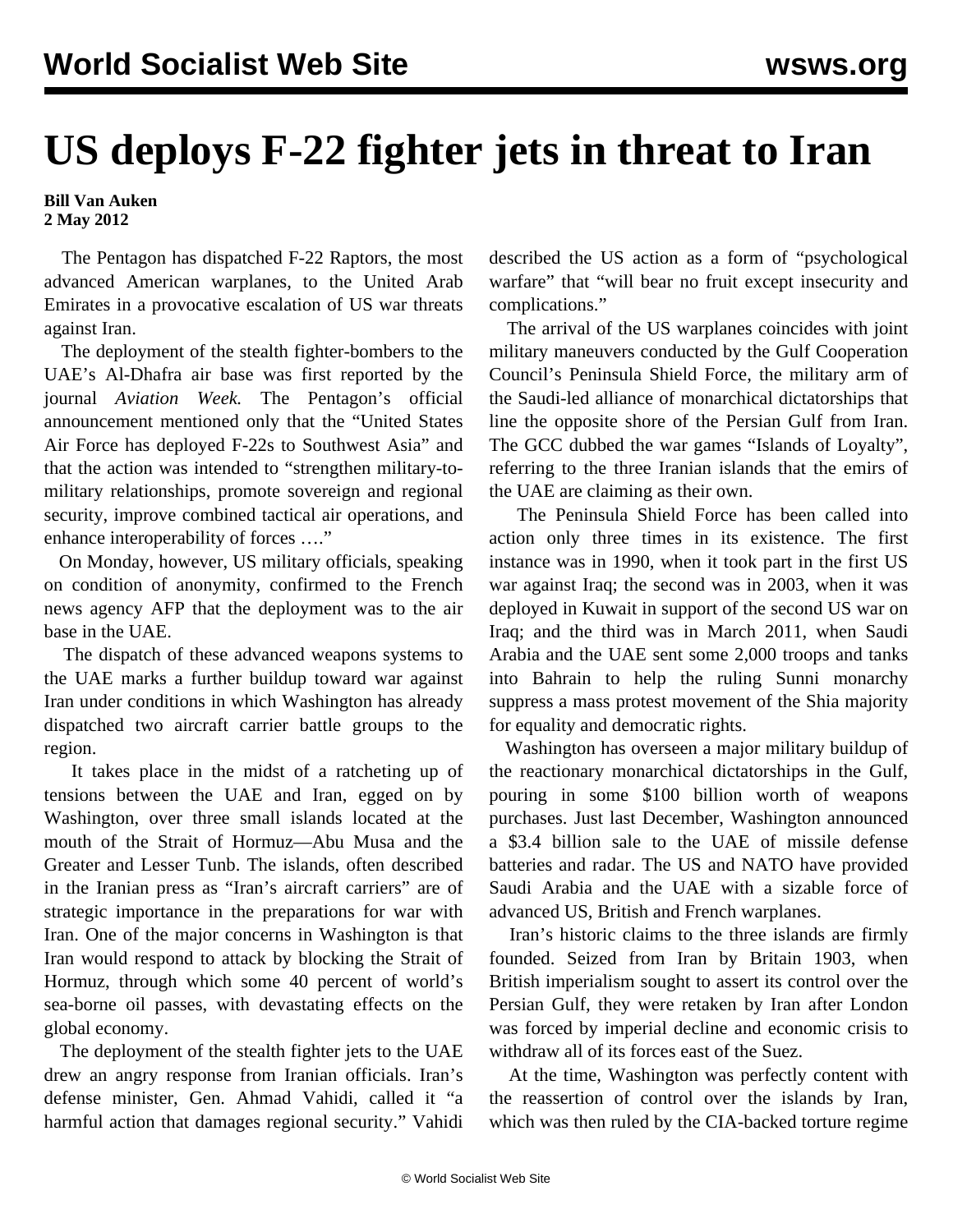# US deploys F-22 fighter jets in threat to Iran

**Bill Van Auken**
**2 May 2012**

The Pentagon has dispatched F-22 Raptors, the most advanced American warplanes, to the United Arab Emirates in a provocative escalation of US war threats against Iran.

The deployment of the stealth fighter-bombers to the UAE's Al-Dhafra air base was first reported by the journal *Aviation Week.* The Pentagon's official announcement mentioned only that the "United States Air Force has deployed F-22s to Southwest Asia" and that the action was intended to "strengthen military-to-military relationships, promote sovereign and regional security, improve combined tactical air operations, and enhance interoperability of forces …."

On Monday, however, US military officials, speaking on condition of anonymity, confirmed to the French news agency AFP that the deployment was to the air base in the UAE.

The dispatch of these advanced weapons systems to the UAE marks a further buildup toward war against Iran under conditions in which Washington has already dispatched two aircraft carrier battle groups to the region.

It takes place in the midst of a ratcheting up of tensions between the UAE and Iran, egged on by Washington, over three small islands located at the mouth of the Strait of Hormuz—Abu Musa and the Greater and Lesser Tunb. The islands, often described in the Iranian press as "Iran's aircraft carriers" are of strategic importance in the preparations for war with Iran. One of the major concerns in Washington is that Iran would respond to attack by blocking the Strait of Hormuz, through which some 40 percent of world's sea-borne oil passes, with devastating effects on the global economy.

The deployment of the stealth fighter jets to the UAE drew an angry response from Iranian officials. Iran's defense minister, Gen. Ahmad Vahidi, called it "a harmful action that damages regional security." Vahidi described the US action as a form of "psychological warfare" that "will bear no fruit except insecurity and complications."

The arrival of the US warplanes coincides with joint military maneuvers conducted by the Gulf Cooperation Council's Peninsula Shield Force, the military arm of the Saudi-led alliance of monarchical dictatorships that line the opposite shore of the Persian Gulf from Iran. The GCC dubbed the war games "Islands of Loyalty", referring to the three Iranian islands that the emirs of the UAE are claiming as their own.

The Peninsula Shield Force has been called into action only three times in its existence. The first instance was in 1990, when it took part in the first US war against Iraq; the second was in 2003, when it was deployed in Kuwait in support of the second US war on Iraq; and the third was in March 2011, when Saudi Arabia and the UAE sent some 2,000 troops and tanks into Bahrain to help the ruling Sunni monarchy suppress a mass protest movement of the Shia majority for equality and democratic rights.

Washington has overseen a major military buildup of the reactionary monarchical dictatorships in the Gulf, pouring in some $100 billion worth of weapons purchases. Just last December, Washington announced a $3.4 billion sale to the UAE of missile defense batteries and radar. The US and NATO have provided Saudi Arabia and the UAE with a sizable force of advanced US, British and French warplanes.

Iran's historic claims to the three islands are firmly founded. Seized from Iran by Britain 1903, when British imperialism sought to assert its control over the Persian Gulf, they were retaken by Iran after London was forced by imperial decline and economic crisis to withdraw all of its forces east of the Suez.

At the time, Washington was perfectly content with the reassertion of control over the islands by Iran, which was then ruled by the CIA-backed torture regime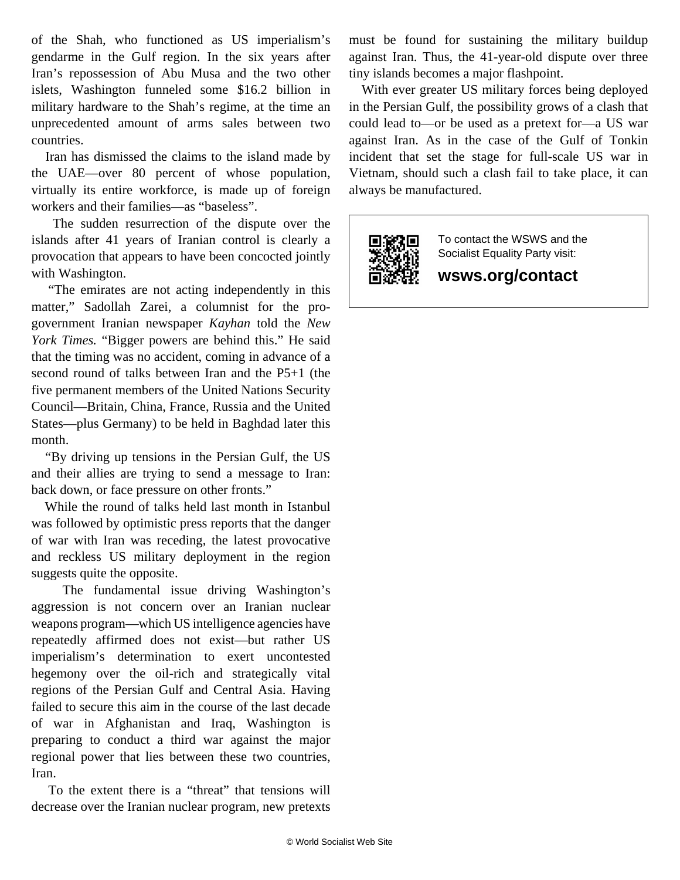of the Shah, who functioned as US imperialism's gendarme in the Gulf region. In the six years after Iran's repossession of Abu Musa and the two other islets, Washington funneled some $16.2 billion in military hardware to the Shah's regime, at the time an unprecedented amount of arms sales between two countries.

Iran has dismissed the claims to the island made by the UAE—over 80 percent of whose population, virtually its entire workforce, is made up of foreign workers and their families—as "baseless".

The sudden resurrection of the dispute over the islands after 41 years of Iranian control is clearly a provocation that appears to have been concocted jointly with Washington.

"The emirates are not acting independently in this matter," Sadollah Zarei, a columnist for the pro-government Iranian newspaper *Kayhan* told the *New York Times.* "Bigger powers are behind this." He said that the timing was no accident, coming in advance of a second round of talks between Iran and the P5+1 (the five permanent members of the United Nations Security Council—Britain, China, France, Russia and the United States—plus Germany) to be held in Baghdad later this month.

"By driving up tensions in the Persian Gulf, the US and their allies are trying to send a message to Iran: back down, or face pressure on other fronts."

While the round of talks held last month in Istanbul was followed by optimistic press reports that the danger of war with Iran was receding, the latest provocative and reckless US military deployment in the region suggests quite the opposite.

The fundamental issue driving Washington's aggression is not concern over an Iranian nuclear weapons program—which US intelligence agencies have repeatedly affirmed does not exist—but rather US imperialism's determination to exert uncontested hegemony over the oil-rich and strategically vital regions of the Persian Gulf and Central Asia. Having failed to secure this aim in the course of the last decade of war in Afghanistan and Iraq, Washington is preparing to conduct a third war against the major regional power that lies between these two countries, Iran.

To the extent there is a "threat" that tensions will decrease over the Iranian nuclear program, new pretexts must be found for sustaining the military buildup against Iran. Thus, the 41-year-old dispute over three tiny islands becomes a major flashpoint.

With ever greater US military forces being deployed in the Persian Gulf, the possibility grows of a clash that could lead to—or be used as a pretext for—a US war against Iran. As in the case of the Gulf of Tonkin incident that set the stage for full-scale US war in Vietnam, should such a clash fail to take place, it can always be manufactured.

To contact the WSWS and the Socialist Equality Party visit:

**wsws.org/contact**